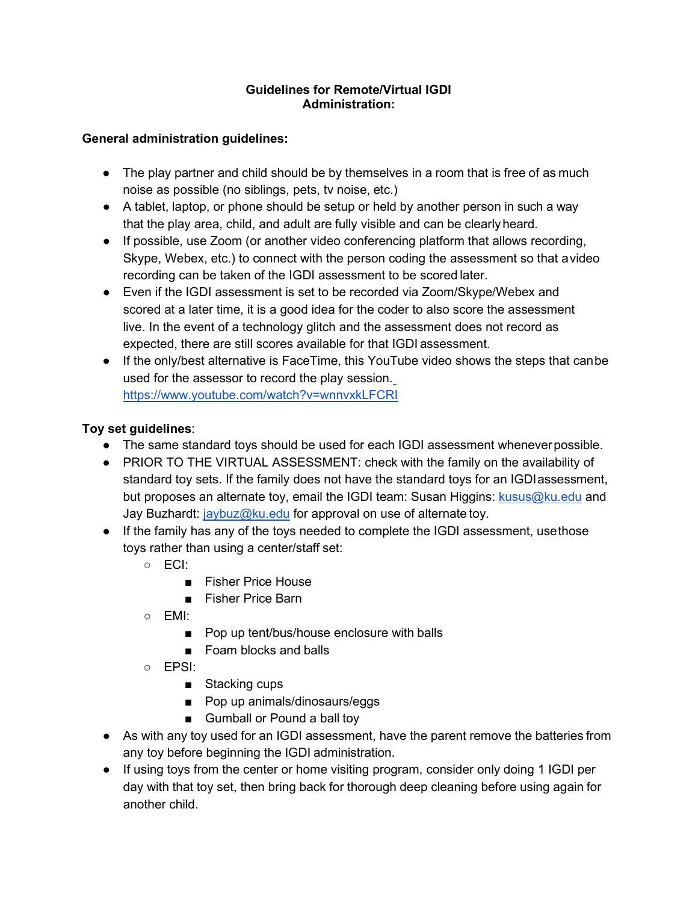**Guidelines for Remote/Virtual IGDI Administration:**

**General administration guidelines:**

- The play partner and child should be by themselves in a room that is free of as much noise as possible (no siblings, pets, tv noise, etc.)
- A tablet, laptop, or phone should be setup or held by another person in such a way that the play area, child, and adult are fully visible and can be clearly heard.
- If possible, use Zoom (or another video conferencing platform that allows recording, Skype, Webex, etc.) to connect with the person coding the assessment so that a video recording can be taken of the IGDI assessment to be scored later.
- Even if the IGDI assessment is set to be recorded via Zoom/Skype/Webex and scored at a later time, it is a good idea for the coder to also score the assessment live. In the event of a technology glitch and the assessment does not record as expected, there are still scores available for that IGDI assessment.
- If the only/best alternative is FaceTime, this YouTube video shows the steps that can be used for the assessor to record the play session. https://www.youtube.com/watch?v=wnnvxkLFCRI

**Toy set guidelines**:

- The same standard toys should be used for each IGDI assessment whenever possible.
- PRIOR TO THE VIRTUAL ASSESSMENT: check with the family on the availability of standard toy sets. If the family does not have the standard toys for an IGDI assessment, but proposes an alternate toy, email the IGDI team: Susan Higgins: kusus@ku.edu and Jay Buzhardt: jaybuz@ku.edu for approval on use of alternate toy.
- If the family has any of the toys needed to complete the IGDI assessment, use those toys rather than using a center/staff set:
  - ECI:
    - Fisher Price House
    - Fisher Price Barn
  - EMI:
    - Pop up tent/bus/house enclosure with balls
    - Foam blocks and balls
  - EPSI:
    - Stacking cups
    - Pop up animals/dinosaurs/eggs
    - Gumball or Pound a ball toy
- As with any toy used for an IGDI assessment, have the parent remove the batteries from any toy before beginning the IGDI administration.
- If using toys from the center or home visiting program, consider only doing 1 IGDI per day with that toy set, then bring back for thorough deep cleaning before using again for another child.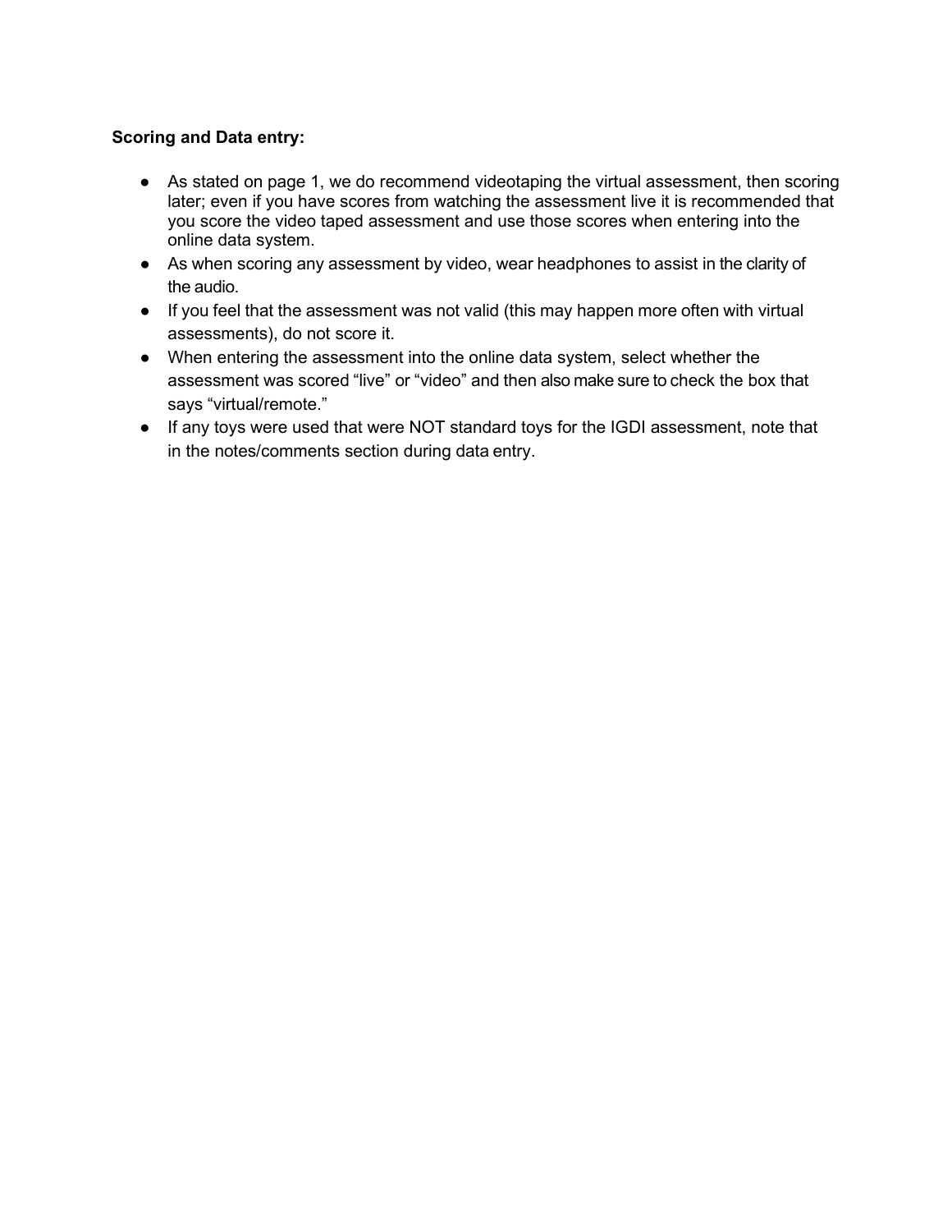**Scoring and Data entry:**

- As stated on page 1, we do recommend videotaping the virtual assessment, then scoring later; even if you have scores from watching the assessment live it is recommended that you score the video taped assessment and use those scores when entering into the online data system.
- As when scoring any assessment by video, wear headphones to assist in the clarity of the audio.
- If you feel that the assessment was not valid (this may happen more often with virtual assessments), do not score it.
- When entering the assessment into the online data system, select whether the assessment was scored "live" or "video" and then also make sure to check the box that says "virtual/remote."
- If any toys were used that were NOT standard toys for the IGDI assessment, note that in the notes/comments section during data entry.